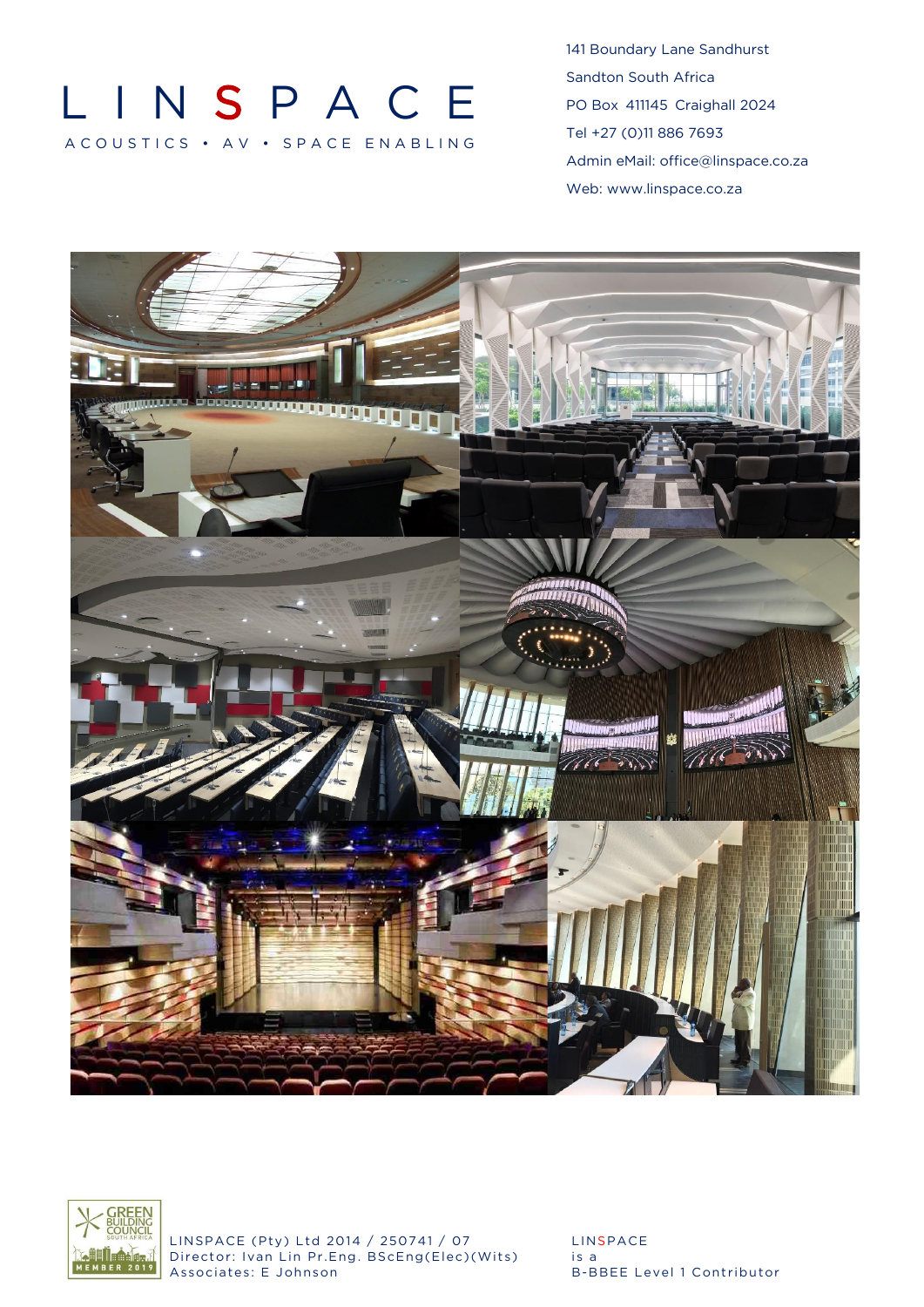# LINSPACE

ACOUSTICS • AV • SPACE ENABLING

141 Boundary Lane Sandhurst
Sandton South Africa
PO Box 411145 Craighall 2024
Tel +27 (0)11 886 7693
Admin eMail: office@linspace.co.za
Web: www.linspace.co.za

GREEN BUILDING COUNCIL SOUTH AFRICA MEMBER 2019

LINSPACE (Pty) Ltd 2014 / 250741 / 07
Director: Ivan Lin Pr.Eng. BScEng(Elec)(Wits)
Associates: E Johnson

LINSPACE
is a
B-BBEE Level 1 Contributor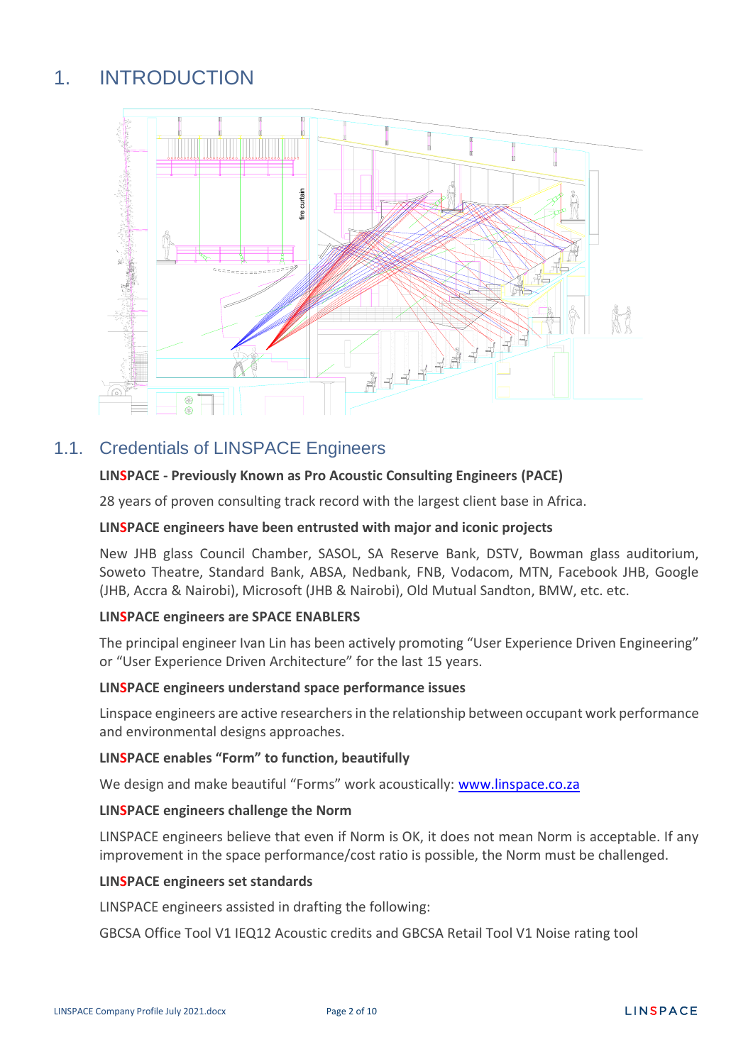# 1. INTRODUCTION

## 1.1. Credentials of LINSPACE Engineers

**LINSPACE - Previously Known as Pro Acoustic Consulting Engineers (PACE)**

28 years of proven consulting track record with the largest client base in Africa.

**LINSPACE engineers have been entrusted with major and iconic projects**

New JHB glass Council Chamber, SASOL, SA Reserve Bank, DSTV, Bowman glass auditorium, Soweto Theatre, Standard Bank, ABSA, Nedbank, FNB, Vodacom, MTN, Facebook JHB, Google (JHB, Accra & Nairobi), Microsoft (JHB & Nairobi), Old Mutual Sandton, BMW, etc. etc.

**LINSPACE engineers are SPACE ENABLERS**

The principal engineer Ivan Lin has been actively promoting "User Experience Driven Engineering" or "User Experience Driven Architecture" for the last 15 years.

**LINSPACE engineers understand space performance issues**

Linspace engineers are active researchers in the relationship between occupant work performance and environmental designs approaches.

**LINSPACE enables "Form" to function, beautifully**

We design and make beautiful "Forms" work acoustically: [www.linspace.co.za](http://www.linspace.co.za)

**LINSPACE engineers challenge the Norm**

LINSPACE engineers believe that even if Norm is OK, it does not mean Norm is acceptable. If any improvement in the space performance/cost ratio is possible, the Norm must be challenged.

**LINSPACE engineers set standards**

LINSPACE engineers assisted in drafting the following:

GBCSA Office Tool V1 IEQ12 Acoustic credits and GBCSA Retail Tool V1 Noise rating tool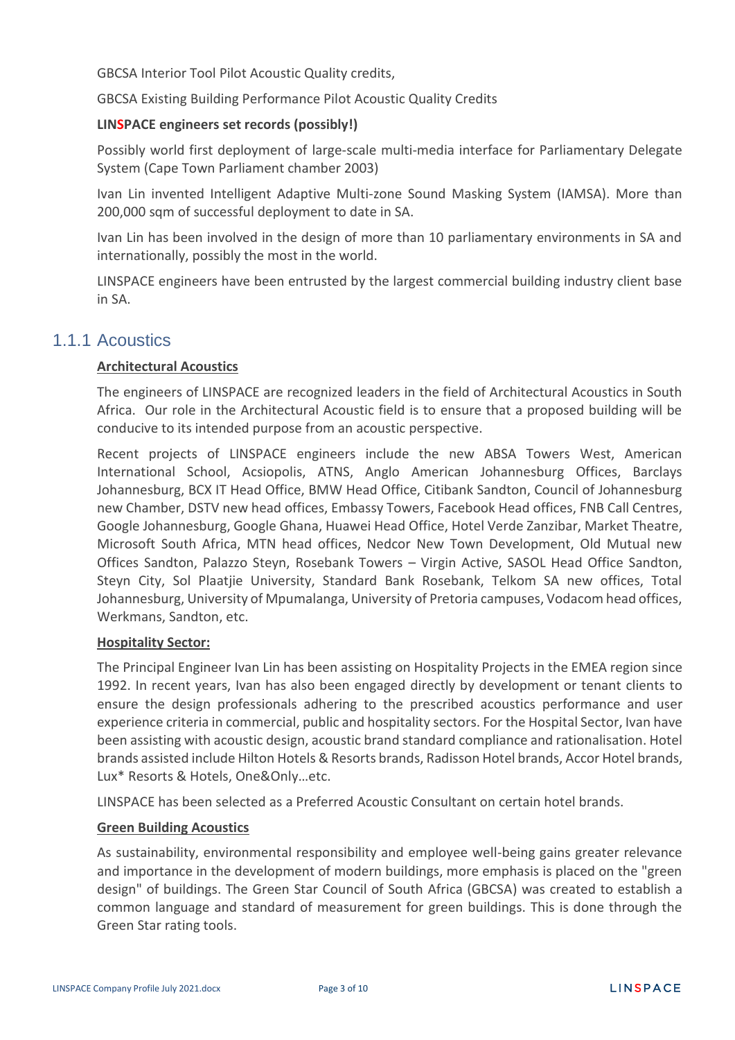GBCSA Interior Tool Pilot Acoustic Quality credits,

GBCSA Existing Building Performance Pilot Acoustic Quality Credits

**LINSPACE engineers set records (possibly!)**

Possibly world first deployment of large-scale multi-media interface for Parliamentary Delegate System (Cape Town Parliament chamber 2003)

Ivan Lin invented Intelligent Adaptive Multi-zone Sound Masking System (IAMSA). More than 200,000 sqm of successful deployment to date in SA.

Ivan Lin has been involved in the design of more than 10 parliamentary environments in SA and internationally, possibly the most in the world.

LINSPACE engineers have been entrusted by the largest commercial building industry client base in SA.

### 1.1.1 Acoustics

**Architectural Acoustics**

The engineers of LINSPACE are recognized leaders in the field of Architectural Acoustics in South Africa. Our role in the Architectural Acoustic field is to ensure that a proposed building will be conducive to its intended purpose from an acoustic perspective.

Recent projects of LINSPACE engineers include the new ABSA Towers West, American International School, Acsiopolis, ATNS, Anglo American Johannesburg Offices, Barclays Johannesburg, BCX IT Head Office, BMW Head Office, Citibank Sandton, Council of Johannesburg new Chamber, DSTV new head offices, Embassy Towers, Facebook Head offices, FNB Call Centres, Google Johannesburg, Google Ghana, Huawei Head Office, Hotel Verde Zanzibar, Market Theatre, Microsoft South Africa, MTN head offices, Nedcor New Town Development, Old Mutual new Offices Sandton, Palazzo Steyn, Rosebank Towers – Virgin Active, SASOL Head Office Sandton, Steyn City, Sol Plaatjie University, Standard Bank Rosebank, Telkom SA new offices, Total Johannesburg, University of Mpumalanga, University of Pretoria campuses, Vodacom head offices, Werkmans, Sandton, etc.

**Hospitality Sector:**

The Principal Engineer Ivan Lin has been assisting on Hospitality Projects in the EMEA region since 1992. In recent years, Ivan has also been engaged directly by development or tenant clients to ensure the design professionals adhering to the prescribed acoustics performance and user experience criteria in commercial, public and hospitality sectors. For the Hospital Sector, Ivan have been assisting with acoustic design, acoustic brand standard compliance and rationalisation. Hotel brands assisted include Hilton Hotels & Resorts brands, Radisson Hotel brands, Accor Hotel brands, Lux* Resorts & Hotels, One&Only…etc.

LINSPACE has been selected as a Preferred Acoustic Consultant on certain hotel brands.

**Green Building Acoustics**

As sustainability, environmental responsibility and employee well-being gains greater relevance and importance in the development of modern buildings, more emphasis is placed on the "green design" of buildings. The Green Star Council of South Africa (GBCSA) was created to establish a common language and standard of measurement for green buildings. This is done through the Green Star rating tools.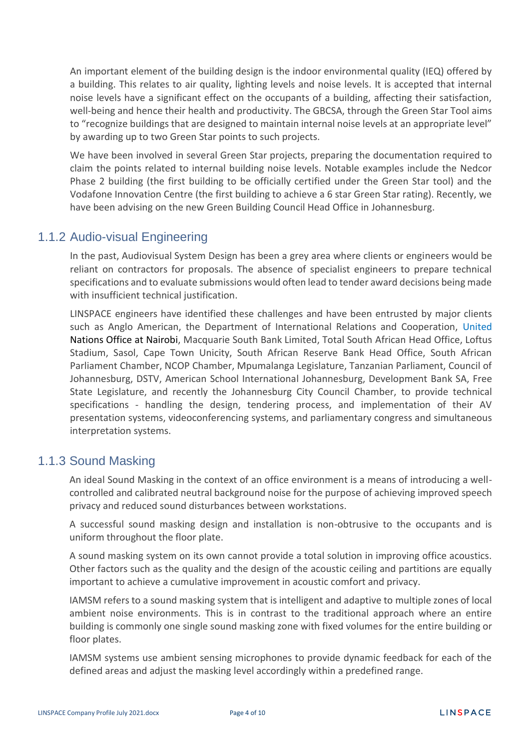An important element of the building design is the indoor environmental quality (IEQ) offered by a building. This relates to air quality, lighting levels and noise levels. It is accepted that internal noise levels have a significant effect on the occupants of a building, affecting their satisfaction, well-being and hence their health and productivity. The GBCSA, through the Green Star Tool aims to "recognize buildings that are designed to maintain internal noise levels at an appropriate level" by awarding up to two Green Star points to such projects.

We have been involved in several Green Star projects, preparing the documentation required to claim the points related to internal building noise levels. Notable examples include the Nedcor Phase 2 building (the first building to be officially certified under the Green Star tool) and the Vodafone Innovation Centre (the first building to achieve a 6 star Green Star rating). Recently, we have been advising on the new Green Building Council Head Office in Johannesburg.

### 1.1.2 Audio-visual Engineering

In the past, Audiovisual System Design has been a grey area where clients or engineers would be reliant on contractors for proposals. The absence of specialist engineers to prepare technical specifications and to evaluate submissions would often lead to tender award decisions being made with insufficient technical justification.

LINSPACE engineers have identified these challenges and have been entrusted by major clients such as Anglo American, the Department of International Relations and Cooperation, United Nations Office at Nairobi, Macquarie South Bank Limited, Total South African Head Office, Loftus Stadium, Sasol, Cape Town Unicity, South African Reserve Bank Head Office, South African Parliament Chamber, NCOP Chamber, Mpumalanga Legislature, Tanzanian Parliament, Council of Johannesburg, DSTV, American School International Johannesburg, Development Bank SA, Free State Legislature, and recently the Johannesburg City Council Chamber, to provide technical specifications - handling the design, tendering process, and implementation of their AV presentation systems, videoconferencing systems, and parliamentary congress and simultaneous interpretation systems.

### 1.1.3 Sound Masking

An ideal Sound Masking in the context of an office environment is a means of introducing a well-controlled and calibrated neutral background noise for the purpose of achieving improved speech privacy and reduced sound disturbances between workstations.

A successful sound masking design and installation is non-obtrusive to the occupants and is uniform throughout the floor plate.

A sound masking system on its own cannot provide a total solution in improving office acoustics. Other factors such as the quality and the design of the acoustic ceiling and partitions are equally important to achieve a cumulative improvement in acoustic comfort and privacy.

IAMSM refers to a sound masking system that is intelligent and adaptive to multiple zones of local ambient noise environments. This is in contrast to the traditional approach where an entire building is commonly one single sound masking zone with fixed volumes for the entire building or floor plates.

IAMSM systems use ambient sensing microphones to provide dynamic feedback for each of the defined areas and adjust the masking level accordingly within a predefined range.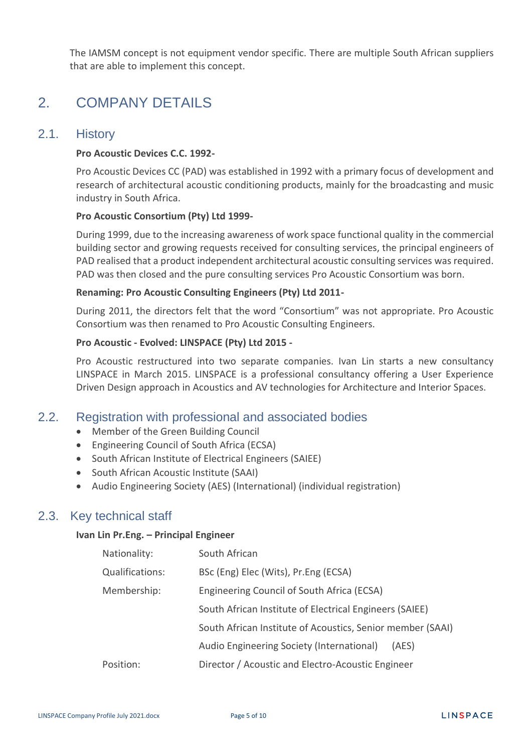The IAMSM concept is not equipment vendor specific. There are multiple South African suppliers that are able to implement this concept.

# 2. COMPANY DETAILS

## 2.1. History

**Pro Acoustic Devices C.C. 1992-**

Pro Acoustic Devices CC (PAD) was established in 1992 with a primary focus of development and research of architectural acoustic conditioning products, mainly for the broadcasting and music industry in South Africa.

**Pro Acoustic Consortium (Pty) Ltd 1999-**

During 1999, due to the increasing awareness of work space functional quality in the commercial building sector and growing requests received for consulting services, the principal engineers of PAD realised that a product independent architectural acoustic consulting services was required. PAD was then closed and the pure consulting services Pro Acoustic Consortium was born.

**Renaming: Pro Acoustic Consulting Engineers (Pty) Ltd 2011-**

During 2011, the directors felt that the word "Consortium" was not appropriate. Pro Acoustic Consortium was then renamed to Pro Acoustic Consulting Engineers.

**Pro Acoustic - Evolved: LINSPACE (Pty) Ltd 2015 -**

Pro Acoustic restructured into two separate companies. Ivan Lin starts a new consultancy LINSPACE in March 2015. LINSPACE is a professional consultancy offering a User Experience Driven Design approach in Acoustics and AV technologies for Architecture and Interior Spaces.

## 2.2. Registration with professional and associated bodies

- Member of the Green Building Council
- Engineering Council of South Africa (ECSA)
- South African Institute of Electrical Engineers (SAIEE)
- South African Acoustic Institute (SAAI)
- Audio Engineering Society (AES) (International) (individual registration)

## 2.3. Key technical staff

**Ivan Lin Pr.Eng. – Principal Engineer**

| | |
|---|---|
| Nationality: | South African |
| Qualifications: | BSc (Eng) Elec (Wits), Pr.Eng (ECSA) |
| Membership: | Engineering Council of South Africa (ECSA) |
| | South African Institute of Electrical Engineers (SAIEE) |
| | South African Institute of Acoustics, Senior member (SAAI) |
| | Audio Engineering Society (International) (AES) |
| Position: | Director / Acoustic and Electro-Acoustic Engineer |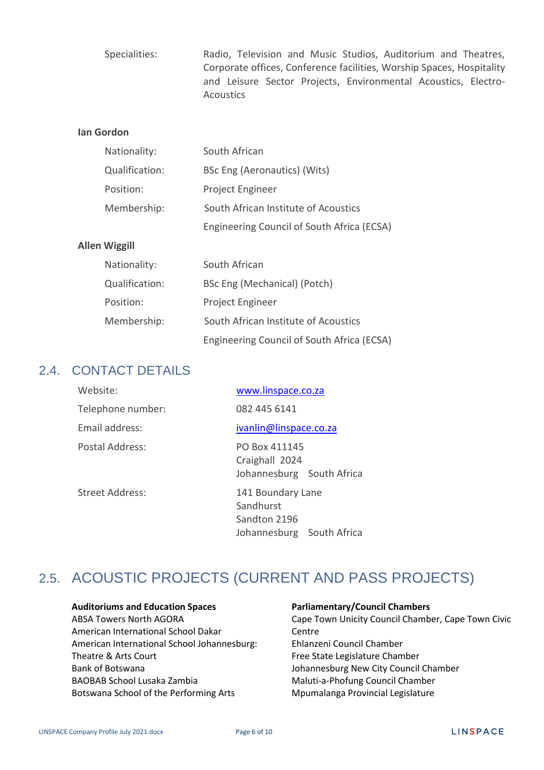| | |
|---|---|
| Specialities: | Radio, Television and Music Studios, Auditorium and Theatres, Corporate offices, Conference facilities, Worship Spaces, Hospitality and Leisure Sector Projects, Environmental Acoustics, Electro-Acoustics |

**Ian Gordon**

| | |
|---|---|
| Nationality: | South African |
| Qualification: | BSc Eng (Aeronautics) (Wits) |
| Position: | Project Engineer |
| Membership: | South African Institute of Acoustics |
| | Engineering Council of South Africa (ECSA) |

**Allen Wiggill**

| | |
|---|---|
| Nationality: | South African |
| Qualification: | BSc Eng (Mechanical) (Potch) |
| Position: | Project Engineer |
| Membership: | South African Institute of Acoustics |
| | Engineering Council of South Africa (ECSA) |

## 2.4. CONTACT DETAILS

| | |
|---|---|
| Website: | www.linspace.co.za |
| Telephone number: | 082 445 6141 |
| Email address: | ivanlin@linspace.co.za |
| Postal Address: | PO Box 411145<br>Craighall 2024<br>Johannesburg South Africa |
| Street Address: | 141 Boundary Lane<br>Sandhurst<br>Sandton 2196<br>Johannesburg South Africa |

## 2.5. ACOUSTIC PROJECTS (CURRENT AND PASS PROJECTS)

**Auditoriums and Education Spaces**
ABSA Towers North AGORA
American International School Dakar
American International School Johannesburg: Theatre & Arts Court
Bank of Botswana
BAOBAB School Lusaka Zambia
Botswana School of the Performing Arts

**Parliamentary/Council Chambers**
Cape Town Unicity Council Chamber, Cape Town Civic Centre
Ehlanzeni Council Chamber
Free State Legislature Chamber
Johannesburg New City Council Chamber
Maluti-a-Phofung Council Chamber
Mpumalanga Provincial Legislature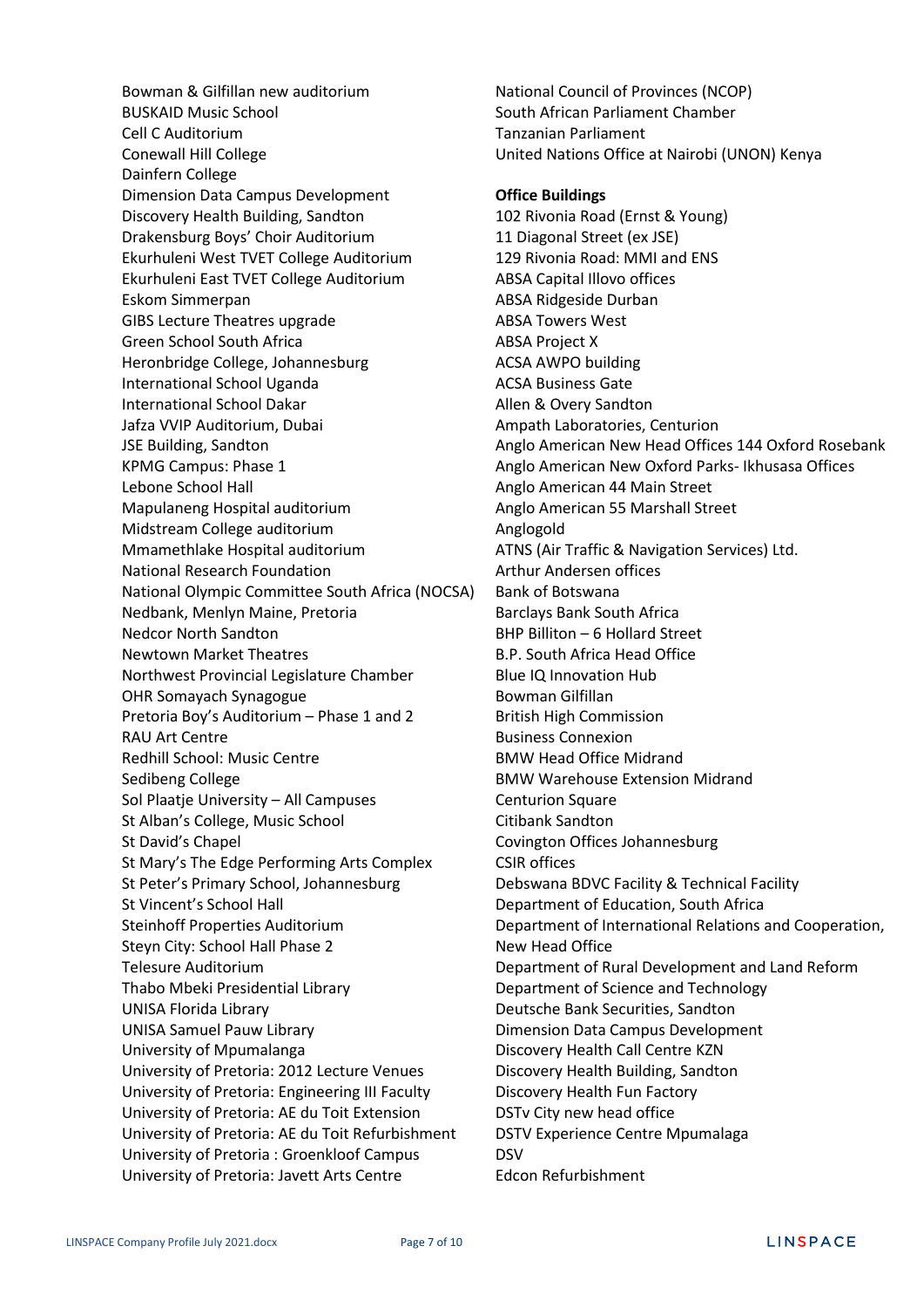Bowman & Gilfillan new auditorium
BUSKAID Music School
Cell C Auditorium
Conewall Hill College
Dainfern College
Dimension Data Campus Development
Discovery Health Building, Sandton
Drakensburg Boys' Choir Auditorium
Ekurhuleni West TVET College Auditorium
Ekurhuleni East TVET College Auditorium
Eskom Simmerpan
GIBS Lecture Theatres upgrade
Green School South Africa
Heronbridge College, Johannesburg
International School Uganda
International School Dakar
Jafza VVIP Auditorium, Dubai
JSE Building, Sandton
KPMG Campus: Phase 1
Lebone School Hall
Mapulaneng Hospital auditorium
Midstream College auditorium
Mmamethlake Hospital auditorium
National Research Foundation
National Olympic Committee South Africa (NOCSA)
Nedbank, Menlyn Maine, Pretoria
Nedcor North Sandton
Newtown Market Theatres
Northwest Provincial Legislature Chamber
OHR Somayach Synagogue
Pretoria Boy's Auditorium – Phase 1 and 2
RAU Art Centre
Redhill School: Music Centre
Sedibeng College
Sol Plaatje University – All Campuses
St Alban's College, Music School
St David's Chapel
St Mary's The Edge Performing Arts Complex
St Peter's Primary School, Johannesburg
St Vincent's School Hall
Steinhoff Properties Auditorium
Steyn City: School Hall Phase 2
Telesure Auditorium
Thabo Mbeki Presidential Library
UNISA Florida Library
UNISA Samuel Pauw Library
University of Mpumalanga
University of Pretoria: 2012 Lecture Venues
University of Pretoria: Engineering III Faculty
University of Pretoria: AE du Toit Extension
University of Pretoria: AE du Toit Refurbishment
University of Pretoria : Groenkloof Campus
University of Pretoria: Javett Arts Centre
National Council of Provinces (NCOP)
South African Parliament Chamber
Tanzanian Parliament
United Nations Office at Nairobi (UNON) Kenya

**Office Buildings**

102 Rivonia Road (Ernst & Young)
11 Diagonal Street (ex JSE)
129 Rivonia Road: MMI and ENS
ABSA Capital Illovo offices
ABSA Ridgeside Durban
ABSA Towers West
ABSA Project X
ACSA AWPO building
ACSA Business Gate
Allen & Overy Sandton
Ampath Laboratories, Centurion
Anglo American New Head Offices 144 Oxford Rosebank
Anglo American New Oxford Parks- Ikhusasa Offices
Anglo American 44 Main Street
Anglo American 55 Marshall Street
Anglogold
ATNS (Air Traffic & Navigation Services) Ltd.
Arthur Andersen offices
Bank of Botswana
Barclays Bank South Africa
BHP Billiton – 6 Hollard Street
B.P. South Africa Head Office
Blue IQ Innovation Hub
Bowman Gilfillan
British High Commission
Business Connexion
BMW Head Office Midrand
BMW Warehouse Extension Midrand
Centurion Square
Citibank Sandton
Covington Offices Johannesburg
CSIR offices
Debswana BDVC Facility & Technical Facility
Department of Education, South Africa
Department of International Relations and Cooperation, New Head Office
Department of Rural Development and Land Reform
Department of Science and Technology
Deutsche Bank Securities, Sandton
Dimension Data Campus Development
Discovery Health Call Centre KZN
Discovery Health Building, Sandton
Discovery Health Fun Factory
DSTv City new head office
DSTV Experience Centre Mpumalaga
DSV
Edcon Refurbishment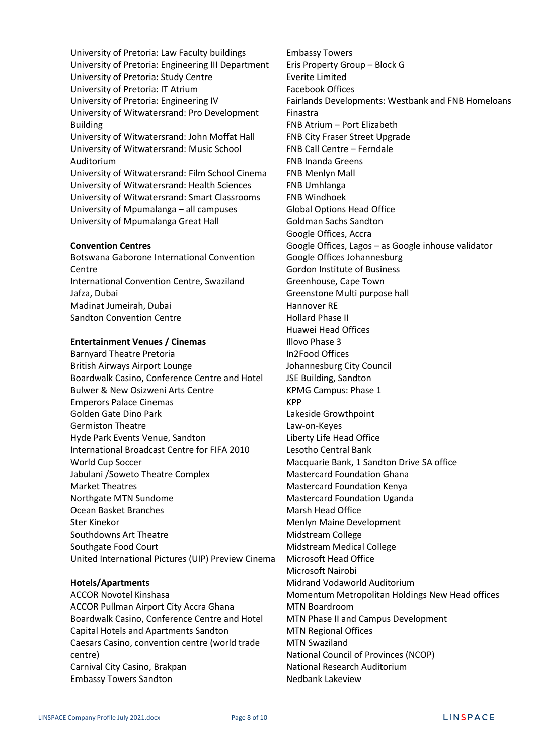University of Pretoria: Law Faculty buildings
University of Pretoria: Engineering III Department
University of Pretoria: Study Centre
University of Pretoria: IT Atrium
University of Pretoria: Engineering IV
University of Witwatersrand: Pro Development Building
University of Witwatersrand: John Moffat Hall
University of Witwatersrand: Music School Auditorium
University of Witwatersrand: Film School Cinema
University of Witwatersrand: Health Sciences
University of Witwatersrand: Smart Classrooms
University of Mpumalanga – all campuses
University of Mpumalanga Great Hall

**Convention Centres**

Botswana Gaborone International Convention Centre
International Convention Centre, Swaziland
Jafza, Dubai
Madinat Jumeirah, Dubai
Sandton Convention Centre

**Entertainment Venues / Cinemas**

Barnyard Theatre Pretoria
British Airways Airport Lounge
Boardwalk Casino, Conference Centre and Hotel
Bulwer & New Osizweni Arts Centre
Emperors Palace Cinemas
Golden Gate Dino Park
Germiston Theatre
Hyde Park Events Venue, Sandton
International Broadcast Centre for FIFA 2010 World Cup Soccer
Jabulani /Soweto Theatre Complex
Market Theatres
Northgate MTN Sundome
Ocean Basket Branches
Ster Kinekor
Southdowns Art Theatre
Southgate Food Court
United International Pictures (UIP) Preview Cinema

**Hotels/Apartments**

ACCOR Novotel Kinshasa
ACCOR Pullman Airport City Accra Ghana
Boardwalk Casino, Conference Centre and Hotel
Capital Hotels and Apartments Sandton
Caesars Casino, convention centre (world trade centre)
Carnival City Casino, Brakpan
Embassy Towers Sandton

Embassy Towers
Eris Property Group – Block G
Everite Limited
Facebook Offices
Fairlands Developments: Westbank and FNB Homeloans
Finastra
FNB Atrium – Port Elizabeth
FNB City Fraser Street Upgrade
FNB Call Centre – Ferndale
FNB Inanda Greens
FNB Menlyn Mall
FNB Umhlanga
FNB Windhoek
Global Options Head Office
Goldman Sachs Sandton
Google Offices, Accra
Google Offices, Lagos – as Google inhouse validator
Google Offices Johannesburg
Gordon Institute of Business
Greenhouse, Cape Town
Greenstone Multi purpose hall
Hannover RE
Hollard Phase II
Huawei Head Offices
Illovo Phase 3
In2Food Offices
Johannesburg City Council
JSE Building, Sandton
KPMG Campus: Phase 1
KPP
Lakeside Growthpoint
Law-on-Keyes
Liberty Life Head Office
Lesotho Central Bank
Macquarie Bank, 1 Sandton Drive SA office
Mastercard Foundation Ghana
Mastercard Foundation Kenya
Mastercard Foundation Uganda
Marsh Head Office
Menlyn Maine Development
Midstream College
Midstream Medical College
Microsoft Head Office
Microsoft Nairobi
Midrand Vodaworld Auditorium
Momentum Metropolitan Holdings New Head offices
MTN Boardroom
MTN Phase II and Campus Development
MTN Regional Offices
MTN Swaziland
National Council of Provinces (NCOP)
National Research Auditorium
Nedbank Lakeview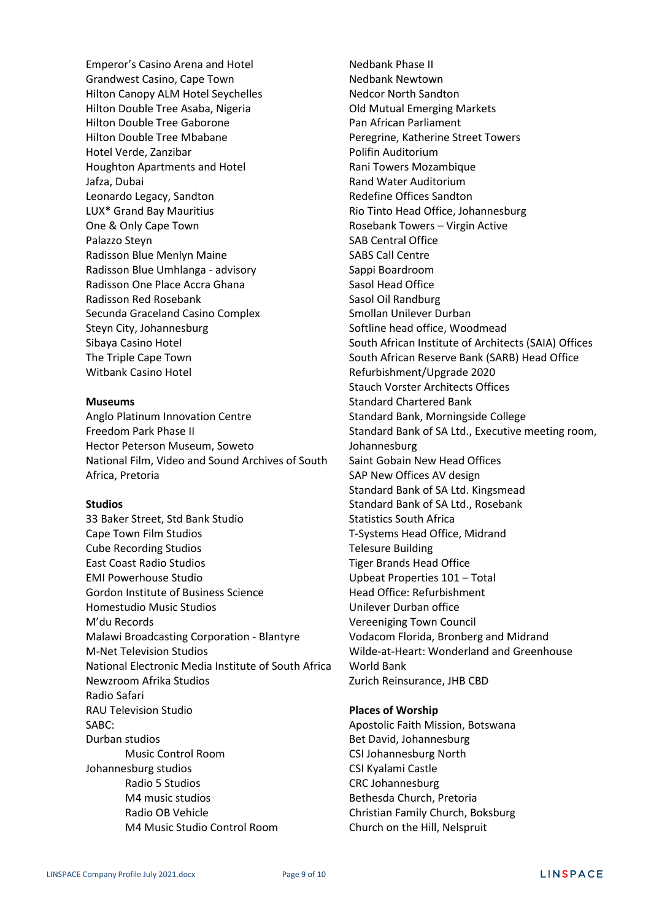Emperor's Casino Arena and Hotel
Grandwest Casino, Cape Town
Hilton Canopy ALM Hotel Seychelles
Hilton Double Tree Asaba, Nigeria
Hilton Double Tree Gaborone
Hilton Double Tree Mbabane
Hotel Verde, Zanzibar
Houghton Apartments and Hotel
Jafza, Dubai
Leonardo Legacy, Sandton
LUX* Grand Bay Mauritius
One & Only Cape Town
Palazzo Steyn
Radisson Blue Menlyn Maine
Radisson Blue Umhlanga - advisory
Radisson One Place Accra Ghana
Radisson Red Rosebank
Secunda Graceland Casino Complex
Steyn City, Johannesburg
Sibaya Casino Hotel
The Triple Cape Town
Witbank Casino Hotel

**Museums**

Anglo Platinum Innovation Centre
Freedom Park Phase II
Hector Peterson Museum, Soweto
National Film, Video and Sound Archives of South Africa, Pretoria

**Studios**

33 Baker Street, Std Bank Studio
Cape Town Film Studios
Cube Recording Studios
East Coast Radio Studios
EMI Powerhouse Studio
Gordon Institute of Business Science
Homestudio Music Studios
M'du Records
Malawi Broadcasting Corporation - Blantyre
M-Net Television Studios
National Electronic Media Institute of South Africa
Newzroom Afrika Studios
Radio Safari
RAU Television Studio
SABC:
Durban studios
- Music Control Room

Johannesburg studios
- Radio 5 Studios
- M4 music studios
- Radio OB Vehicle
- M4 Music Studio Control Room

Nedbank Phase II
Nedbank Newtown
Nedcor North Sandton
Old Mutual Emerging Markets
Pan African Parliament
Peregrine, Katherine Street Towers
Polifin Auditorium
Rani Towers Mozambique
Rand Water Auditorium
Redefine Offices Sandton
Rio Tinto Head Office, Johannesburg
Rosebank Towers – Virgin Active
SAB Central Office
SABS Call Centre
Sappi Boardroom
Sasol Head Office
Sasol Oil Randburg
Smollan Unilever Durban
Softline head office, Woodmead
South African Institute of Architects (SAIA) Offices
South African Reserve Bank (SARB) Head Office Refurbishment/Upgrade 2020
Stauch Vorster Architects Offices
Standard Chartered Bank
Standard Bank, Morningside College
Standard Bank of SA Ltd., Executive meeting room, Johannesburg
Saint Gobain New Head Offices
SAP New Offices AV design
Standard Bank of SA Ltd. Kingsmead
Standard Bank of SA Ltd., Rosebank
Statistics South Africa
T-Systems Head Office, Midrand
Telesure Building
Tiger Brands Head Office
Upbeat Properties 101 – Total Head Office: Refurbishment
Unilever Durban office
Vereeniging Town Council
Vodacom Florida, Bronberg and Midrand
Wilde-at-Heart: Wonderland and Greenhouse
World Bank
Zurich Reinsurance, JHB CBD

**Places of Worship**

Apostolic Faith Mission, Botswana
Bet David, Johannesburg
CSI Johannesburg North
CSI Kyalami Castle
CRC Johannesburg
Bethesda Church, Pretoria
Christian Family Church, Boksburg
Church on the Hill, Nelspruit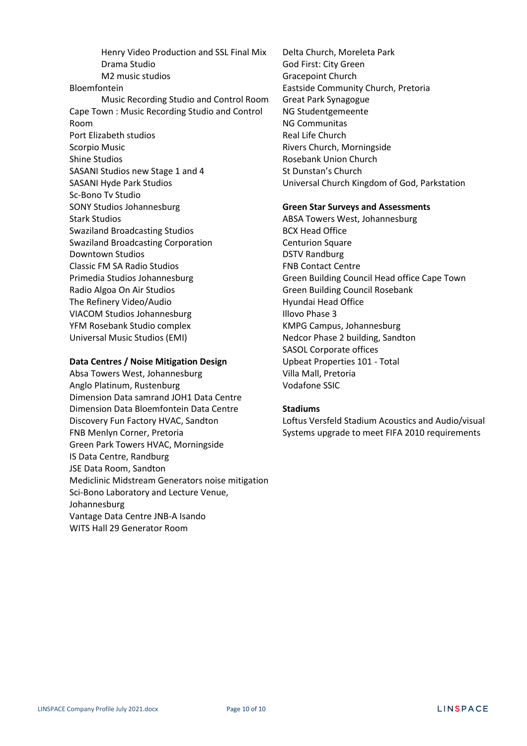Henry Video Production and SSL Final Mix
Drama Studio
M2 music studios

Bloemfontein

Music Recording Studio and Control Room

Cape Town : Music Recording Studio and Control Room
Port Elizabeth studios
Scorpio Music
Shine Studios
SASANI Studios new Stage 1 and 4
SASANI Hyde Park Studios
Sc-Bono Tv Studio
SONY Studios Johannesburg
Stark Studios
Swaziland Broadcasting Studios
Swaziland Broadcasting Corporation
Downtown Studios
Classic FM SA Radio Studios
Primedia Studios Johannesburg
Radio Algoa On Air Studios
The Refinery Video/Audio
VIACOM Studios Johannesburg
YFM Rosebank Studio complex
Universal Music Studios (EMI)

**Data Centres / Noise Mitigation Design**

Absa Towers West, Johannesburg
Anglo Platinum, Rustenburg
Dimension Data samrand JOH1 Data Centre
Dimension Data Bloemfontein Data Centre
Discovery Fun Factory HVAC, Sandton
FNB Menlyn Corner, Pretoria
Green Park Towers HVAC, Morningside
IS Data Centre, Randburg
JSE Data Room, Sandton
Mediclinic Midstream Generators noise mitigation
Sci-Bono Laboratory and Lecture Venue, Johannesburg
Vantage Data Centre JNB-A Isando
WITS Hall 29 Generator Room

Delta Church, Moreleta Park
God First: City Green
Gracepoint Church
Eastside Community Church, Pretoria
Great Park Synagogue
NG Studentgemeente
NG Communitas
Real Life Church
Rivers Church, Morningside
Rosebank Union Church
St Dunstan's Church
Universal Church Kingdom of God, Parkstation

**Green Star Surveys and Assessments**

ABSA Towers West, Johannesburg
BCX Head Office
Centurion Square
DSTV Randburg
FNB Contact Centre
Green Building Council Head office Cape Town
Green Building Council Rosebank
Hyundai Head Office
Illovo Phase 3
KMPG Campus, Johannesburg
Nedcor Phase 2 building, Sandton
SASOL Corporate offices
Upbeat Properties 101 - Total
Villa Mall, Pretoria
Vodafone SSIC

**Stadiums**

Loftus Versfeld Stadium Acoustics and Audio/visual Systems upgrade to meet FIFA 2010 requirements